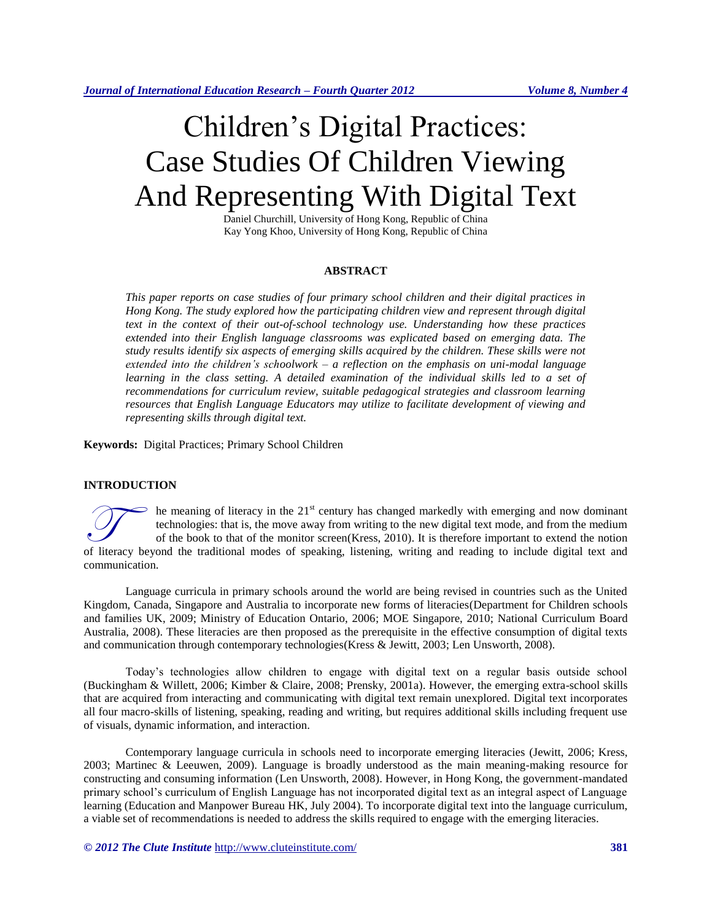# Children's Digital Practices: Case Studies Of Children Viewing And Representing With Digital Text

Daniel Churchill, University of Hong Kong, Republic of China
Kay Yong Khoo, University of Hong Kong, Republic of China

## ABSTRACT

*This paper reports on case studies of four primary school children and their digital practices in Hong Kong. The study explored how the participating children view and represent through digital text in the context of their out-of-school technology use. Understanding how these practices extended into their English language classrooms was explicated based on emerging data. The study results identify six aspects of emerging skills acquired by the children. These skills were not extended into the children's schoolwork – a reflection on the emphasis on uni-modal language learning in the class setting. A detailed examination of the individual skills led to a set of recommendations for curriculum review, suitable pedagogical strategies and classroom learning resources that English Language Educators may utilize to facilitate development of viewing and representing skills through digital text.*

**Keywords:** Digital Practices; Primary School Children

## INTRODUCTION

The meaning of literacy in the 21st century has changed markedly with emerging and now dominant technologies: that is, the move away from writing to the new digital text mode, and from the medium of the book to that of the monitor screen(Kress, 2010). It is therefore important to extend the notion of literacy beyond the traditional modes of speaking, listening, writing and reading to include digital text and communication.

Language curricula in primary schools around the world are being revised in countries such as the United Kingdom, Canada, Singapore and Australia to incorporate new forms of literacies(Department for Children schools and families UK, 2009; Ministry of Education Ontario, 2006; MOE Singapore, 2010; National Curriculum Board Australia, 2008). These literacies are then proposed as the prerequisite in the effective consumption of digital texts and communication through contemporary technologies(Kress & Jewitt, 2003; Len Unsworth, 2008).

Today's technologies allow children to engage with digital text on a regular basis outside school (Buckingham & Willett, 2006; Kimber & Claire, 2008; Prensky, 2001a). However, the emerging extra-school skills that are acquired from interacting and communicating with digital text remain unexplored. Digital text incorporates all four macro-skills of listening, speaking, reading and writing, but requires additional skills including frequent use of visuals, dynamic information, and interaction.

Contemporary language curricula in schools need to incorporate emerging literacies (Jewitt, 2006; Kress, 2003; Martinec & Leeuwen, 2009). Language is broadly understood as the main meaning-making resource for constructing and consuming information (Len Unsworth, 2008). However, in Hong Kong, the government-mandated primary school's curriculum of English Language has not incorporated digital text as an integral aspect of Language learning (Education and Manpower Bureau HK, July 2004). To incorporate digital text into the language curriculum, a viable set of recommendations is needed to address the skills required to engage with the emerging literacies.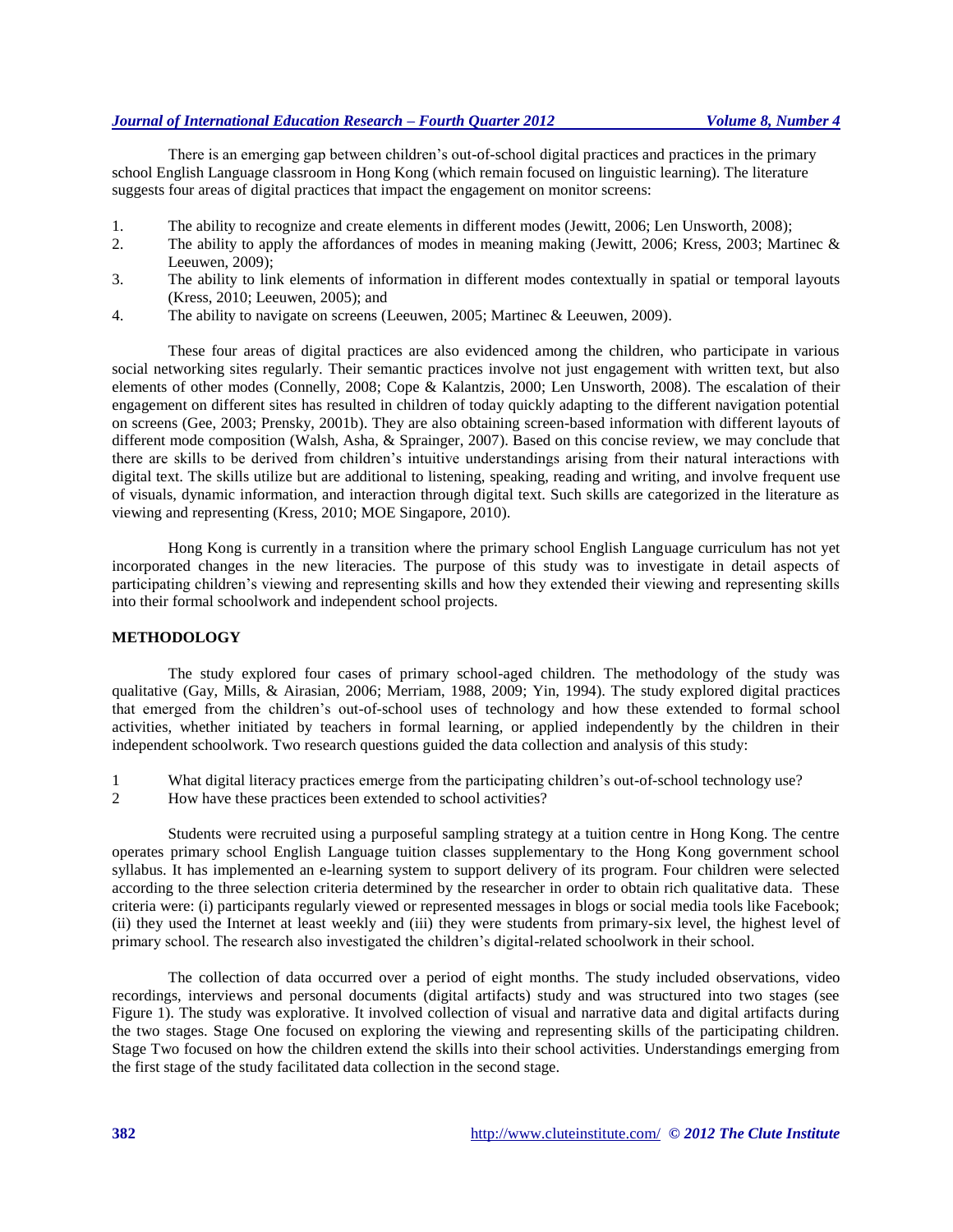There is an emerging gap between children's out-of-school digital practices and practices in the primary school English Language classroom in Hong Kong (which remain focused on linguistic learning). The literature suggests four areas of digital practices that impact the engagement on monitor screens:

1. The ability to recognize and create elements in different modes (Jewitt, 2006; Len Unsworth, 2008);
2. The ability to apply the affordances of modes in meaning making (Jewitt, 2006; Kress, 2003; Martinec & Leeuwen, 2009);
3. The ability to link elements of information in different modes contextually in spatial or temporal layouts (Kress, 2010; Leeuwen, 2005); and
4. The ability to navigate on screens (Leeuwen, 2005; Martinec & Leeuwen, 2009).

These four areas of digital practices are also evidenced among the children, who participate in various social networking sites regularly. Their semantic practices involve not just engagement with written text, but also elements of other modes (Connelly, 2008; Cope & Kalantzis, 2000; Len Unsworth, 2008). The escalation of their engagement on different sites has resulted in children of today quickly adapting to the different navigation potential on screens (Gee, 2003; Prensky, 2001b). They are also obtaining screen-based information with different layouts of different mode composition (Walsh, Asha, & Sprainger, 2007). Based on this concise review, we may conclude that there are skills to be derived from children's intuitive understandings arising from their natural interactions with digital text. The skills utilize but are additional to listening, speaking, reading and writing, and involve frequent use of visuals, dynamic information, and interaction through digital text. Such skills are categorized in the literature as viewing and representing (Kress, 2010; MOE Singapore, 2010).

Hong Kong is currently in a transition where the primary school English Language curriculum has not yet incorporated changes in the new literacies. The purpose of this study was to investigate in detail aspects of participating children's viewing and representing skills and how they extended their viewing and representing skills into their formal schoolwork and independent school projects.

## METHODOLOGY

The study explored four cases of primary school-aged children. The methodology of the study was qualitative (Gay, Mills, & Airasian, 2006; Merriam, 1988, 2009; Yin, 1994). The study explored digital practices that emerged from the children's out-of-school uses of technology and how these extended to formal school activities, whether initiated by teachers in formal learning, or applied independently by the children in their independent schoolwork. Two research questions guided the data collection and analysis of this study:

1. What digital literacy practices emerge from the participating children's out-of-school technology use?
2. How have these practices been extended to school activities?

Students were recruited using a purposeful sampling strategy at a tuition centre in Hong Kong. The centre operates primary school English Language tuition classes supplementary to the Hong Kong government school syllabus. It has implemented an e-learning system to support delivery of its program. Four children were selected according to the three selection criteria determined by the researcher in order to obtain rich qualitative data. These criteria were: (i) participants regularly viewed or represented messages in blogs or social media tools like Facebook; (ii) they used the Internet at least weekly and (iii) they were students from primary-six level, the highest level of primary school. The research also investigated the children's digital-related schoolwork in their school.

The collection of data occurred over a period of eight months. The study included observations, video recordings, interviews and personal documents (digital artifacts) study and was structured into two stages (see Figure 1). The study was explorative. It involved collection of visual and narrative data and digital artifacts during the two stages. Stage One focused on exploring the viewing and representing skills of the participating children. Stage Two focused on how the children extend the skills into their school activities. Understandings emerging from the first stage of the study facilitated data collection in the second stage.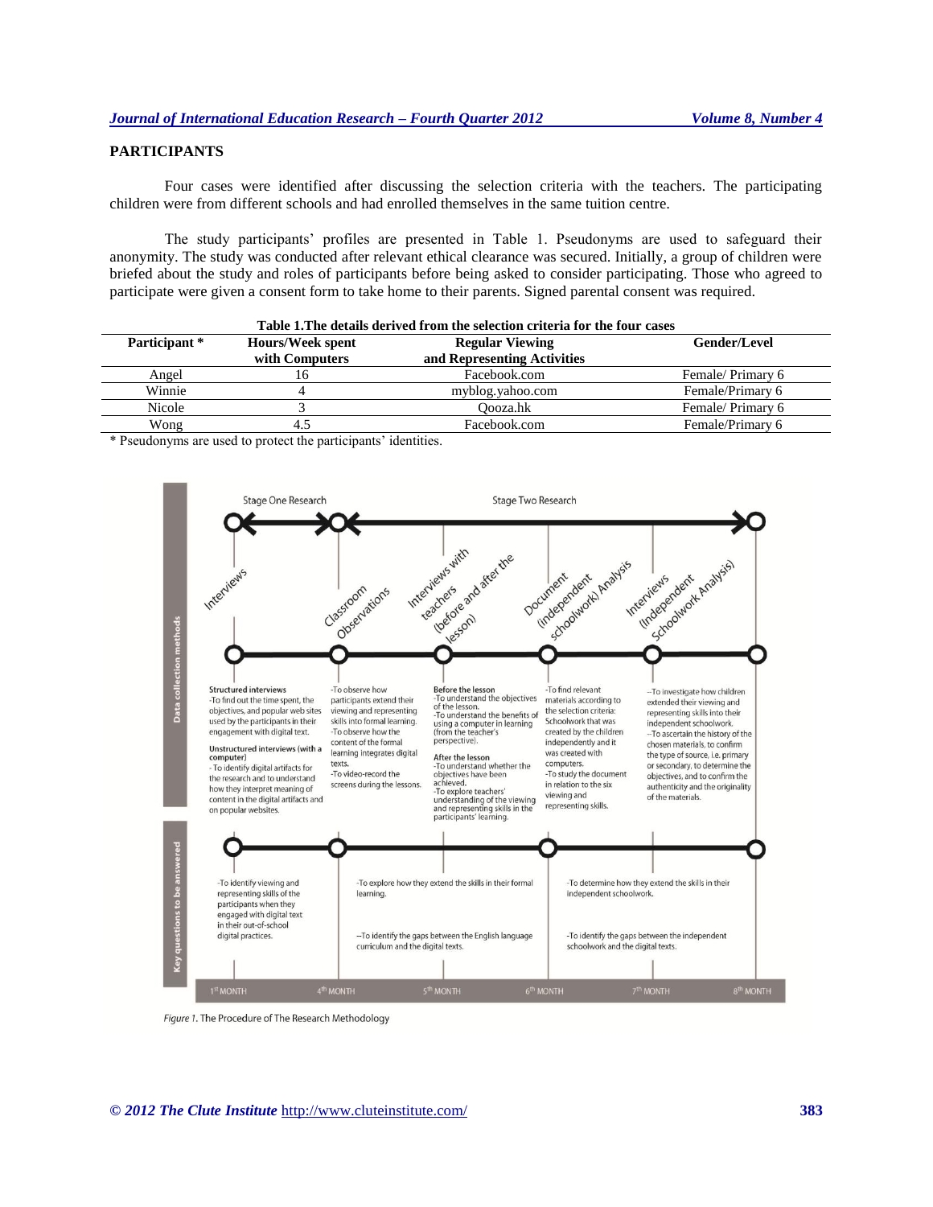## PARTICIPANTS

Four cases were identified after discussing the selection criteria with the teachers. The participating children were from different schools and had enrolled themselves in the same tuition centre.

The study participants' profiles are presented in Table 1. Pseudonyms are used to safeguard their anonymity. The study was conducted after relevant ethical clearance was secured. Initially, a group of children were briefed about the study and roles of participants before being asked to consider participating. Those who agreed to participate were given a consent form to take home to their parents. Signed parental consent was required.

**Table 1.The details derived from the selection criteria for the four cases**

| Participant * | Hours/Week spent with Computers | Regular Viewing and Representing Activities | Gender/Level |
|---|---|---|---|
| Angel | 16 | Facebook.com | Female/ Primary 6 |
| Winnie | 4 | myblog.yahoo.com | Female/Primary 6 |
| Nicole | 3 | Qooza.hk | Female/ Primary 6 |
| Wong | 4.5 | Facebook.com | Female/Primary 6 |

* Pseudonyms are used to protect the participants' identities.

Stage One Research | Stage Two Research

**Data collection methods**

- **Interviews** (1st month)
  - Structured interviews: -To find out the time spent, the objectives, and popular web sites used by the participants in their engagement with digital text.
  - Unstructured interviews (with a computer): - To identify digital artifacts for the research and to understand how they interpret meaning of content in the digital artifacts and on popular websites.
- **Classroom Observations** (4th month)
  - -To observe how participants extend their viewing and representing skills into formal learning.
  - -To observe how the content of the formal learning integrates digital texts.
  - -To video-record the screens during the lessons.
- **Interviews with teachers (before and after the lesson)** (5th month)
  - Before the lesson: -To understand the objectives of the lesson. -To understand the benefits of using a computer in learning (from the teacher's perspective).
  - After the lesson: -To understand whether the objectives have been achieved. -To explore teachers' understanding of the viewing and representing skills in the participants' learning.
- **Document (Independent schoolwork) Analysis** (6th month)
  - -To find relevant materials according to the selection criteria: Schoolwork that was created by the children independently and it was created with computers.
  - -To study the document in relation to the six viewing and representing skills.
- **Interviews (Independent Schoolwork Analysis)** (7th–8th month)
  - --To investigate how children extended their viewing and representing skills into their independent schoolwork.
  - --To ascertain the history of the chosen materials, to confirm the type of source, i.e. primary or secondary, to determine the objectives, and to confirm the authenticity and the originality of the materials.

**Key questions to be answered**

- -To identify viewing and representing skills of the participants when they engaged with digital text in their out-of-school digital practices. (1st–4th month)
- -To explore how they extend the skills in their formal learning. --To identify the gaps between the English language curriculum and the digital texts. (4th–6th month)
- -To determine how they extend the skills in their independent schoolwork. -To identify the gaps between the independent schoolwork and the digital texts. (6th–8th month)

1st MONTH | 4th MONTH | 5th MONTH | 6th MONTH | 7th MONTH | 8th MONTH

*Figure 1.* The Procedure of The Research Methodology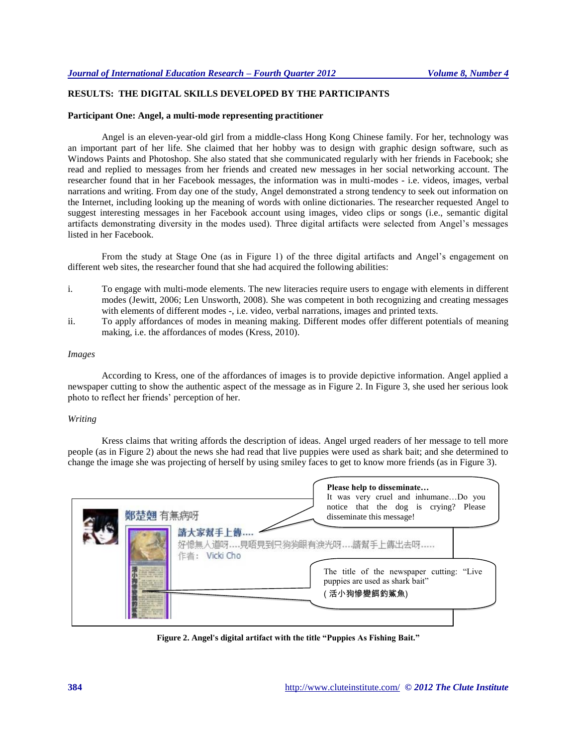## RESULTS: THE DIGITAL SKILLS DEVELOPED BY THE PARTICIPANTS

### Participant One: Angel, a multi-mode representing practitioner

Angel is an eleven-year-old girl from a middle-class Hong Kong Chinese family. For her, technology was an important part of her life. She claimed that her hobby was to design with graphic design software, such as Windows Paints and Photoshop. She also stated that she communicated regularly with her friends in Facebook; she read and replied to messages from her friends and created new messages in her social networking account. The researcher found that in her Facebook messages, the information was in multi-modes - i.e. videos, images, verbal narrations and writing. From day one of the study, Angel demonstrated a strong tendency to seek out information on the Internet, including looking up the meaning of words with online dictionaries. The researcher requested Angel to suggest interesting messages in her Facebook account using images, video clips or songs (i.e., semantic digital artifacts demonstrating diversity in the modes used). Three digital artifacts were selected from Angel's messages listed in her Facebook.

From the study at Stage One (as in Figure 1) of the three digital artifacts and Angel's engagement on different web sites, the researcher found that she had acquired the following abilities:

i. To engage with multi-mode elements. The new literacies require users to engage with elements in different modes (Jewitt, 2006; Len Unsworth, 2008). She was competent in both recognizing and creating messages with elements of different modes -, i.e. video, verbal narrations, images and printed texts.

ii. To apply affordances of modes in meaning making. Different modes offer different potentials of meaning making, i.e. the affordances of modes (Kress, 2010).

*Images*

According to Kress, one of the affordances of images is to provide depictive information. Angel applied a newspaper cutting to show the authentic aspect of the message as in Figure 2. In Figure 3, she used her serious look photo to reflect her friends' perception of her.

*Writing*

Kress claims that writing affords the description of ideas. Angel urged readers of her message to tell more people (as in Figure 2) about the news she had read that live puppies were used as shark bait; and she determined to change the image she was projecting of herself by using smiley faces to get to know more friends (as in Figure 3).

鄭楚翹 有無病呀

請大家幫手上傳....

好慘無人道呀....見唔見到只狗狗眼有淚光呀....請幫手上傳出去呀.....

作者: Vicki Cho

**Please help to disseminate…**
It was very cruel and inhumane…Do you notice that the dog is crying? Please disseminate this message!

The title of the newspaper cutting: "Live puppies are used as shark bait"
( 活小狗慘變餌釣鯊魚)

**Figure 2. Angel's digital artifact with the title "Puppies As Fishing Bait."**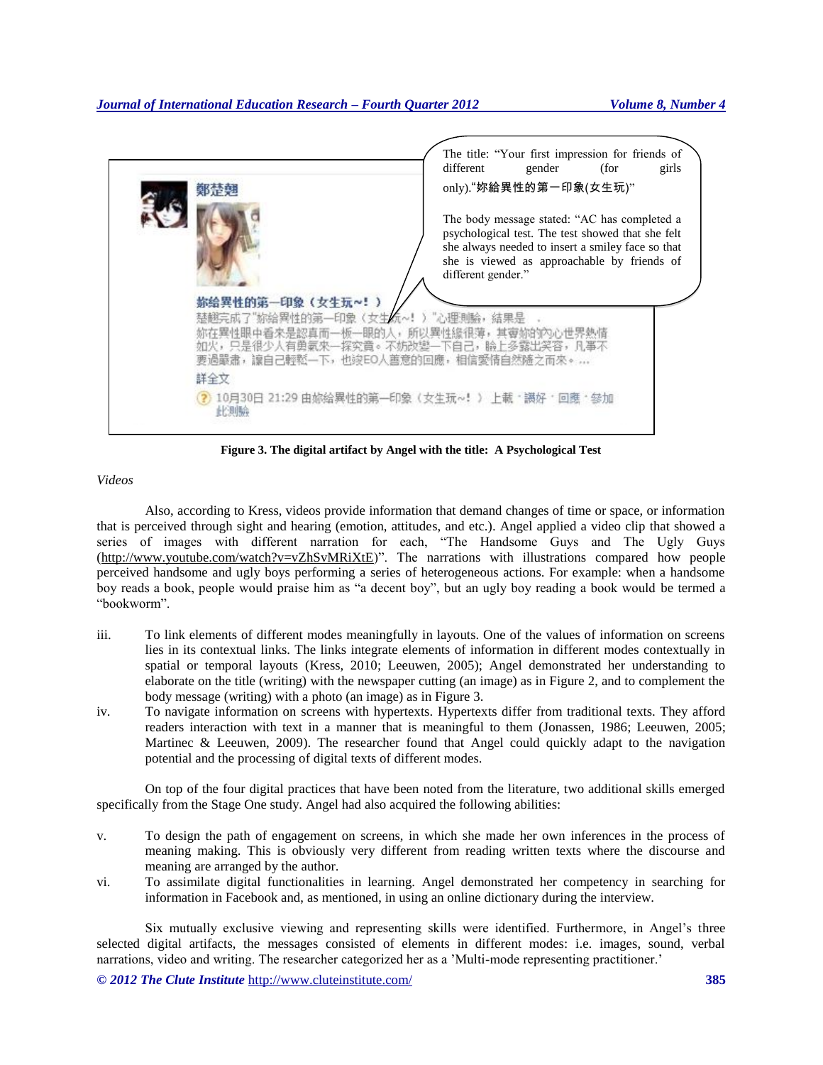The title: "Your first impression for friends of different gender (for girls only)."妳給異性的第一印象(女生玩)"

The body message stated: "AC has completed a psychological test. The test showed that she felt she always needed to insert a smiley face so that she is viewed as approachable by friends of different gender."

**Figure 3. The digital artifact by Angel with the title: A Psychological Test**

*Videos*

Also, according to Kress, videos provide information that demand changes of time or space, or information that is perceived through sight and hearing (emotion, attitudes, and etc.). Angel applied a video clip that showed a series of images with different narration for each, "The Handsome Guys and The Ugly Guys (http://www.youtube.com/watch?v=vZhSvMRiXtE)". The narrations with illustrations compared how people perceived handsome and ugly boys performing a series of heterogeneous actions. For example: when a handsome boy reads a book, people would praise him as "a decent boy", but an ugly boy reading a book would be termed a "bookworm".

iii. To link elements of different modes meaningfully in layouts. One of the values of information on screens lies in its contextual links. The links integrate elements of information in different modes contextually in spatial or temporal layouts (Kress, 2010; Leeuwen, 2005); Angel demonstrated her understanding to elaborate on the title (writing) with the newspaper cutting (an image) as in Figure 2, and to complement the body message (writing) with a photo (an image) as in Figure 3.

iv. To navigate information on screens with hypertexts. Hypertexts differ from traditional texts. They afford readers interaction with text in a manner that is meaningful to them (Jonassen, 1986; Leeuwen, 2005; Martinec & Leeuwen, 2009). The researcher found that Angel could quickly adapt to the navigation potential and the processing of digital texts of different modes.

On top of the four digital practices that have been noted from the literature, two additional skills emerged specifically from the Stage One study. Angel had also acquired the following abilities:

v. To design the path of engagement on screens, in which she made her own inferences in the process of meaning making. This is obviously very different from reading written texts where the discourse and meaning are arranged by the author.

vi. To assimilate digital functionalities in learning. Angel demonstrated her competency in searching for information in Facebook and, as mentioned, in using an online dictionary during the interview.

Six mutually exclusive viewing and representing skills were identified. Furthermore, in Angel's three selected digital artifacts, the messages consisted of elements in different modes: i.e. images, sound, verbal narrations, video and writing. The researcher categorized her as a 'Multi-mode representing practitioner.'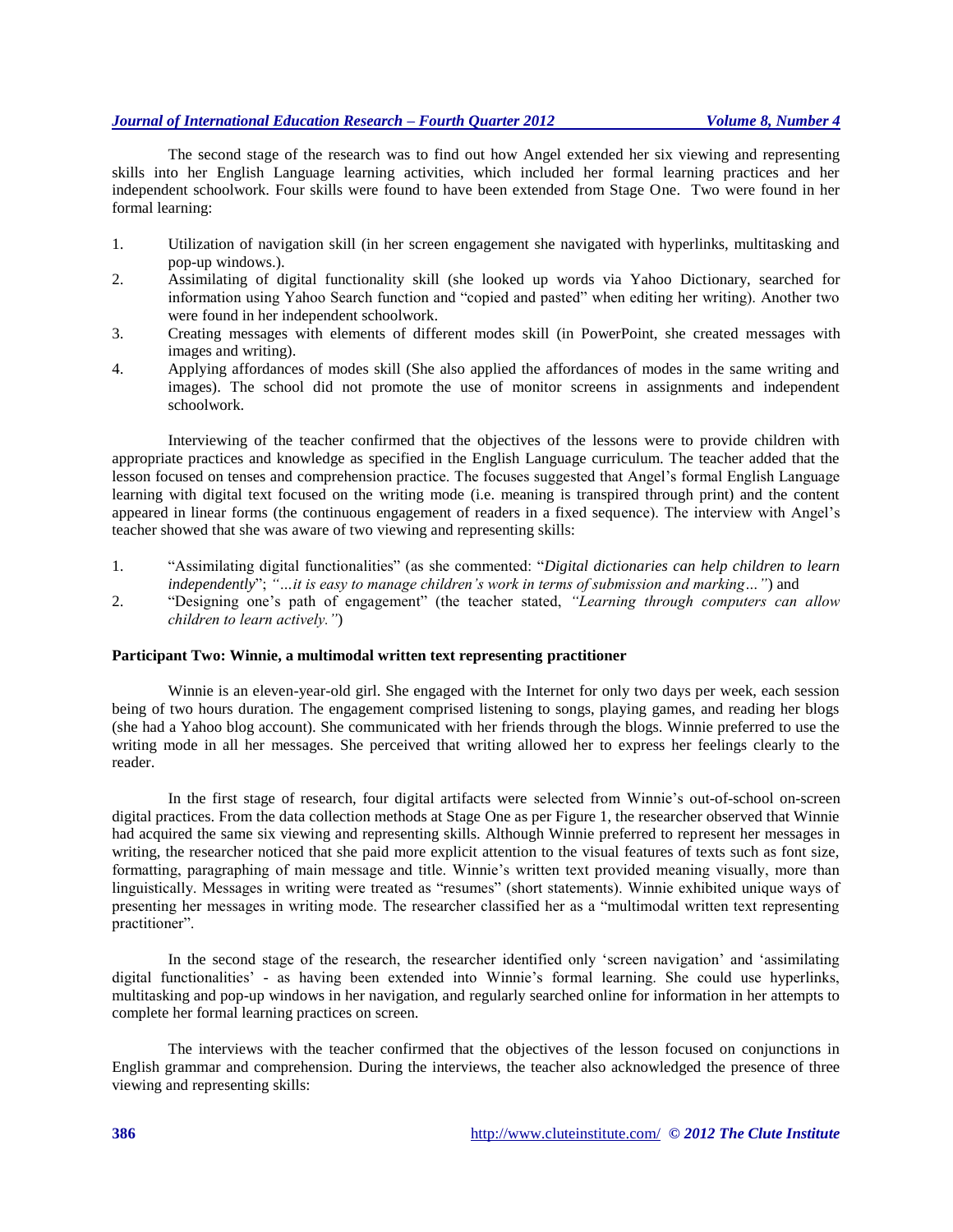The second stage of the research was to find out how Angel extended her six viewing and representing skills into her English Language learning activities, which included her formal learning practices and her independent schoolwork. Four skills were found to have been extended from Stage One. Two were found in her formal learning:

1. Utilization of navigation skill (in her screen engagement she navigated with hyperlinks, multitasking and pop-up windows.).
2. Assimilating of digital functionality skill (she looked up words via Yahoo Dictionary, searched for information using Yahoo Search function and "copied and pasted" when editing her writing). Another two were found in her independent schoolwork.
3. Creating messages with elements of different modes skill (in PowerPoint, she created messages with images and writing).
4. Applying affordances of modes skill (She also applied the affordances of modes in the same writing and images). The school did not promote the use of monitor screens in assignments and independent schoolwork.

Interviewing of the teacher confirmed that the objectives of the lessons were to provide children with appropriate practices and knowledge as specified in the English Language curriculum. The teacher added that the lesson focused on tenses and comprehension practice. The focuses suggested that Angel's formal English Language learning with digital text focused on the writing mode (i.e. meaning is transpired through print) and the content appeared in linear forms (the continuous engagement of readers in a fixed sequence). The interview with Angel's teacher showed that she was aware of two viewing and representing skills:

1. "Assimilating digital functionalities" (as she commented: "*Digital dictionaries can help children to learn independently*"; *"…it is easy to manage children's work in terms of submission and marking…"*) and
2. "Designing one's path of engagement" (the teacher stated, *"Learning through computers can allow children to learn actively."*)

### Participant Two: Winnie, a multimodal written text representing practitioner

Winnie is an eleven-year-old girl. She engaged with the Internet for only two days per week, each session being of two hours duration. The engagement comprised listening to songs, playing games, and reading her blogs (she had a Yahoo blog account). She communicated with her friends through the blogs. Winnie preferred to use the writing mode in all her messages. She perceived that writing allowed her to express her feelings clearly to the reader.

In the first stage of research, four digital artifacts were selected from Winnie's out-of-school on-screen digital practices. From the data collection methods at Stage One as per Figure 1, the researcher observed that Winnie had acquired the same six viewing and representing skills. Although Winnie preferred to represent her messages in writing, the researcher noticed that she paid more explicit attention to the visual features of texts such as font size, formatting, paragraphing of main message and title. Winnie's written text provided meaning visually, more than linguistically. Messages in writing were treated as "resumes" (short statements). Winnie exhibited unique ways of presenting her messages in writing mode. The researcher classified her as a "multimodal written text representing practitioner".

In the second stage of the research, the researcher identified only 'screen navigation' and 'assimilating digital functionalities' - as having been extended into Winnie's formal learning. She could use hyperlinks, multitasking and pop-up windows in her navigation, and regularly searched online for information in her attempts to complete her formal learning practices on screen.

The interviews with the teacher confirmed that the objectives of the lesson focused on conjunctions in English grammar and comprehension. During the interviews, the teacher also acknowledged the presence of three viewing and representing skills: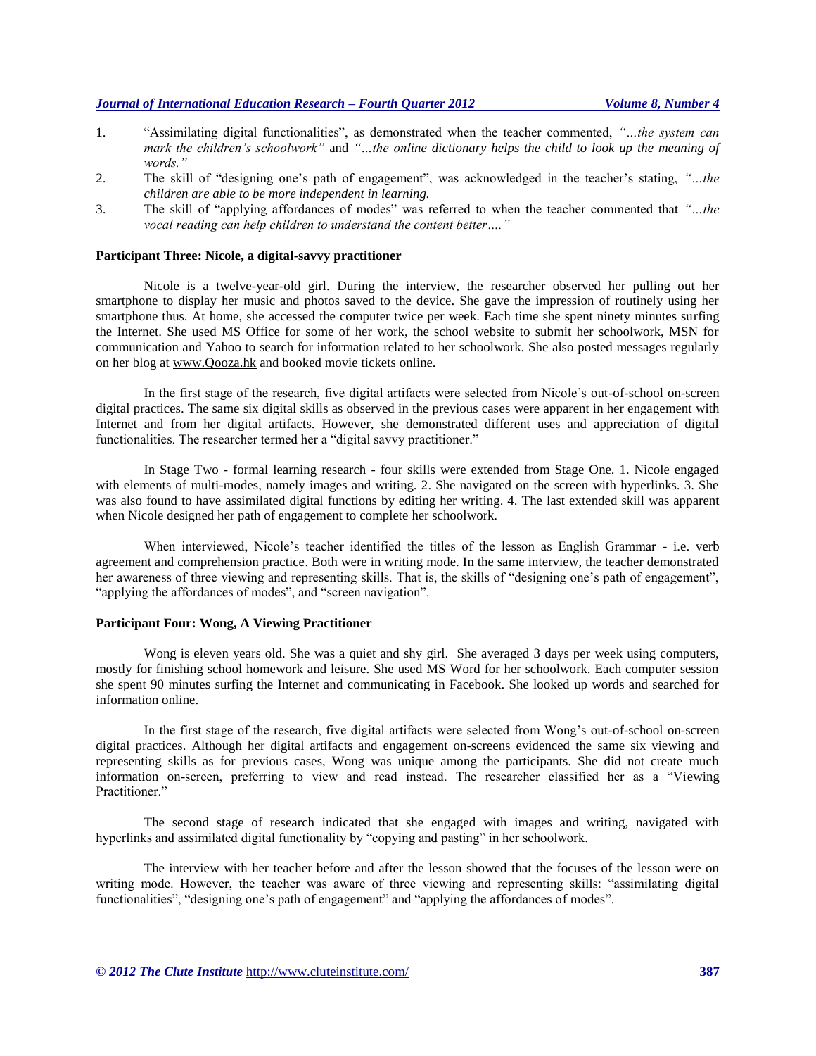1. "Assimilating digital functionalities", as demonstrated when the teacher commented, *"…the system can mark the children's schoolwork"* and *"…the online dictionary helps the child to look up the meaning of words."*
2. The skill of "designing one's path of engagement", was acknowledged in the teacher's stating, *"…the children are able to be more independent in learning.*
3. The skill of "applying affordances of modes" was referred to when the teacher commented that *"…the vocal reading can help children to understand the content better…."*

**Participant Three: Nicole, a digital-savvy practitioner**

Nicole is a twelve-year-old girl. During the interview, the researcher observed her pulling out her smartphone to display her music and photos saved to the device. She gave the impression of routinely using her smartphone thus. At home, she accessed the computer twice per week. Each time she spent ninety minutes surfing the Internet. She used MS Office for some of her work, the school website to submit her schoolwork, MSN for communication and Yahoo to search for information related to her schoolwork. She also posted messages regularly on her blog at www.Qooza.hk and booked movie tickets online.

In the first stage of the research, five digital artifacts were selected from Nicole's out-of-school on-screen digital practices. The same six digital skills as observed in the previous cases were apparent in her engagement with Internet and from her digital artifacts. However, she demonstrated different uses and appreciation of digital functionalities. The researcher termed her a "digital savvy practitioner."

In Stage Two - formal learning research - four skills were extended from Stage One. 1. Nicole engaged with elements of multi-modes, namely images and writing. 2. She navigated on the screen with hyperlinks. 3. She was also found to have assimilated digital functions by editing her writing. 4. The last extended skill was apparent when Nicole designed her path of engagement to complete her schoolwork.

When interviewed, Nicole's teacher identified the titles of the lesson as English Grammar - i.e. verb agreement and comprehension practice. Both were in writing mode. In the same interview, the teacher demonstrated her awareness of three viewing and representing skills. That is, the skills of "designing one's path of engagement", "applying the affordances of modes", and "screen navigation".

**Participant Four: Wong, A Viewing Practitioner**

Wong is eleven years old. She was a quiet and shy girl. She averaged 3 days per week using computers, mostly for finishing school homework and leisure. She used MS Word for her schoolwork. Each computer session she spent 90 minutes surfing the Internet and communicating in Facebook. She looked up words and searched for information online.

In the first stage of the research, five digital artifacts were selected from Wong's out-of-school on-screen digital practices. Although her digital artifacts and engagement on-screens evidenced the same six viewing and representing skills as for previous cases, Wong was unique among the participants. She did not create much information on-screen, preferring to view and read instead. The researcher classified her as a "Viewing Practitioner."

The second stage of research indicated that she engaged with images and writing, navigated with hyperlinks and assimilated digital functionality by "copying and pasting" in her schoolwork.

The interview with her teacher before and after the lesson showed that the focuses of the lesson were on writing mode. However, the teacher was aware of three viewing and representing skills: "assimilating digital functionalities", "designing one's path of engagement" and "applying the affordances of modes".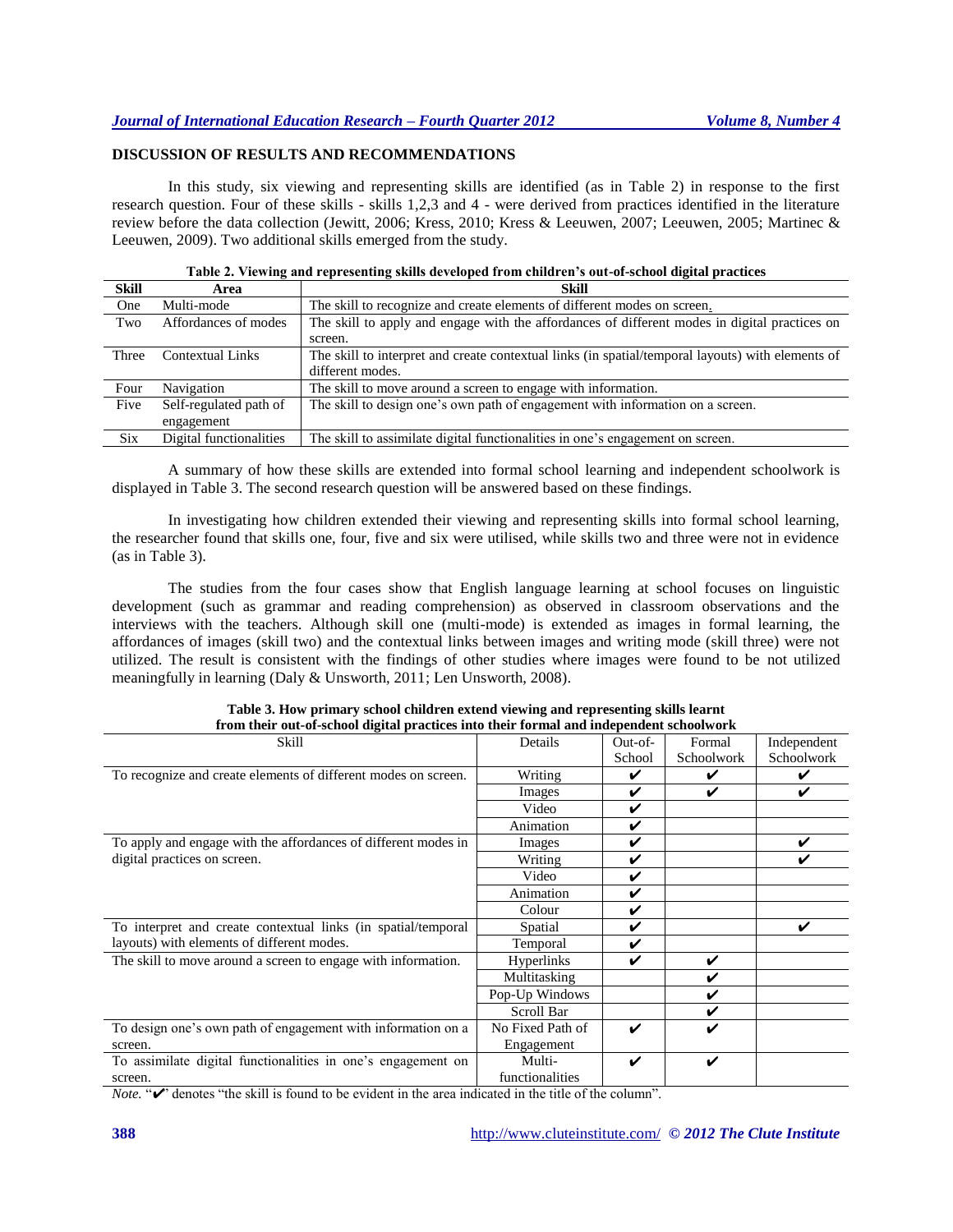## DISCUSSION OF RESULTS AND RECOMMENDATIONS

In this study, six viewing and representing skills are identified (as in Table 2) in response to the first research question. Four of these skills - skills 1,2,3 and 4 - were derived from practices identified in the literature review before the data collection (Jewitt, 2006; Kress, 2010; Kress & Leeuwen, 2007; Leeuwen, 2005; Martinec & Leeuwen, 2009). Two additional skills emerged from the study.

**Table 2. Viewing and representing skills developed from children's out-of-school digital practices**

| Skill | Area | Skill |
|---|---|---|
| One | Multi-mode | The skill to recognize and create elements of different modes on screen. |
| Two | Affordances of modes | The skill to apply and engage with the affordances of different modes in digital practices on screen. |
| Three | Contextual Links | The skill to interpret and create contextual links (in spatial/temporal layouts) with elements of different modes. |
| Four | Navigation | The skill to move around a screen to engage with information. |
| Five | Self-regulated path of engagement | The skill to design one's own path of engagement with information on a screen. |
| Six | Digital functionalities | The skill to assimilate digital functionalities in one's engagement on screen. |

A summary of how these skills are extended into formal school learning and independent schoolwork is displayed in Table 3. The second research question will be answered based on these findings.

In investigating how children extended their viewing and representing skills into formal school learning, the researcher found that skills one, four, five and six were utilised, while skills two and three were not in evidence (as in Table 3).

The studies from the four cases show that English language learning at school focuses on linguistic development (such as grammar and reading comprehension) as observed in classroom observations and the interviews with the teachers. Although skill one (multi-mode) is extended as images in formal learning, the affordances of images (skill two) and the contextual links between images and writing mode (skill three) were not utilized. The result is consistent with the findings of other studies where images were found to be not utilized meaningfully in learning (Daly & Unsworth, 2011; Len Unsworth, 2008).

**Table 3. How primary school children extend viewing and representing skills learnt from their out-of-school digital practices into their formal and independent schoolwork**

| Skill | Details | Out-of-School | Formal Schoolwork | Independent Schoolwork |
|---|---|---|---|---|
| To recognize and create elements of different modes on screen. | Writing | ✔ | ✔ | ✔ |
| | Images | ✔ | ✔ | ✔ |
| | Video | ✔ | | |
| | Animation | ✔ | | |
| To apply and engage with the affordances of different modes in digital practices on screen. | Images | ✔ | | ✔ |
| | Writing | ✔ | | ✔ |
| | Video | ✔ | | |
| | Animation | ✔ | | |
| | Colour | ✔ | | |
| To interpret and create contextual links (in spatial/temporal layouts) with elements of different modes. | Spatial | ✔ | | ✔ |
| | Temporal | ✔ | | |
| The skill to move around a screen to engage with information. | Hyperlinks | ✔ | ✔ | |
| | Multitasking | | ✔ | |
| | Pop-Up Windows | | ✔ | |
| | Scroll Bar | | ✔ | |
| To design one's own path of engagement with information on a screen. | No Fixed Path of Engagement | ✔ | ✔ | |
| To assimilate digital functionalities in one's engagement on screen. | Multi-functionalities | ✔ | ✔ | |

*Note.* "✔" denotes "the skill is found to be evident in the area indicated in the title of the column".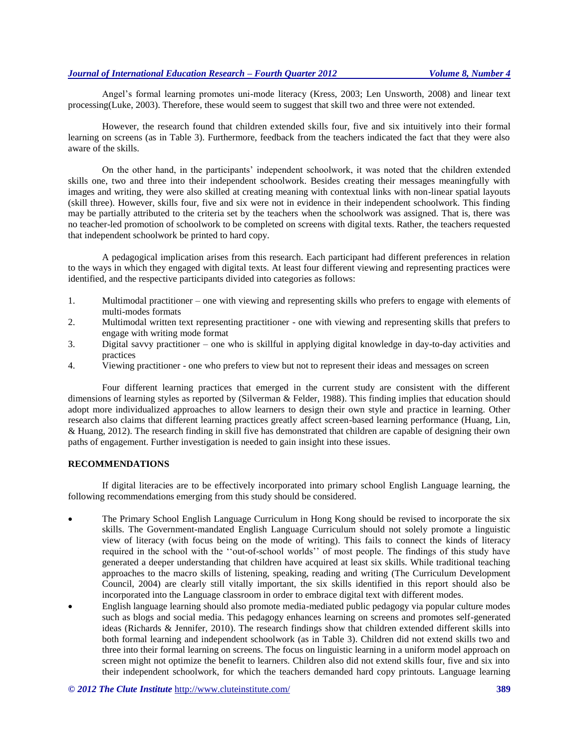Angel's formal learning promotes uni-mode literacy (Kress, 2003; Len Unsworth, 2008) and linear text processing(Luke, 2003). Therefore, these would seem to suggest that skill two and three were not extended.

However, the research found that children extended skills four, five and six intuitively into their formal learning on screens (as in Table 3). Furthermore, feedback from the teachers indicated the fact that they were also aware of the skills.

On the other hand, in the participants' independent schoolwork, it was noted that the children extended skills one, two and three into their independent schoolwork. Besides creating their messages meaningfully with images and writing, they were also skilled at creating meaning with contextual links with non-linear spatial layouts (skill three). However, skills four, five and six were not in evidence in their independent schoolwork. This finding may be partially attributed to the criteria set by the teachers when the schoolwork was assigned. That is, there was no teacher-led promotion of schoolwork to be completed on screens with digital texts. Rather, the teachers requested that independent schoolwork be printed to hard copy.

A pedagogical implication arises from this research. Each participant had different preferences in relation to the ways in which they engaged with digital texts. At least four different viewing and representing practices were identified, and the respective participants divided into categories as follows:

1. Multimodal practitioner – one with viewing and representing skills who prefers to engage with elements of multi-modes formats
2. Multimodal written text representing practitioner - one with viewing and representing skills that prefers to engage with writing mode format
3. Digital savvy practitioner – one who is skillful in applying digital knowledge in day-to-day activities and practices
4. Viewing practitioner - one who prefers to view but not to represent their ideas and messages on screen

Four different learning practices that emerged in the current study are consistent with the different dimensions of learning styles as reported by (Silverman & Felder, 1988). This finding implies that education should adopt more individualized approaches to allow learners to design their own style and practice in learning. Other research also claims that different learning practices greatly affect screen-based learning performance (Huang, Lin, & Huang, 2012). The research finding in skill five has demonstrated that children are capable of designing their own paths of engagement. Further investigation is needed to gain insight into these issues.

## RECOMMENDATIONS

If digital literacies are to be effectively incorporated into primary school English Language learning, the following recommendations emerging from this study should be considered.

- The Primary School English Language Curriculum in Hong Kong should be revised to incorporate the six skills. The Government-mandated English Language Curriculum should not solely promote a linguistic view of literacy (with focus being on the mode of writing). This fails to connect the kinds of literacy required in the school with the ''out-of-school worlds'' of most people. The findings of this study have generated a deeper understanding that children have acquired at least six skills. While traditional teaching approaches to the macro skills of listening, speaking, reading and writing (The Curriculum Development Council, 2004) are clearly still vitally important, the six skills identified in this report should also be incorporated into the Language classroom in order to embrace digital text with different modes.
- English language learning should also promote media-mediated public pedagogy via popular culture modes such as blogs and social media. This pedagogy enhances learning on screens and promotes self-generated ideas (Richards & Jennifer, 2010). The research findings show that children extended different skills into both formal learning and independent schoolwork (as in Table 3). Children did not extend skills two and three into their formal learning on screens. The focus on linguistic learning in a uniform model approach on screen might not optimize the benefit to learners. Children also did not extend skills four, five and six into their independent schoolwork, for which the teachers demanded hard copy printouts. Language learning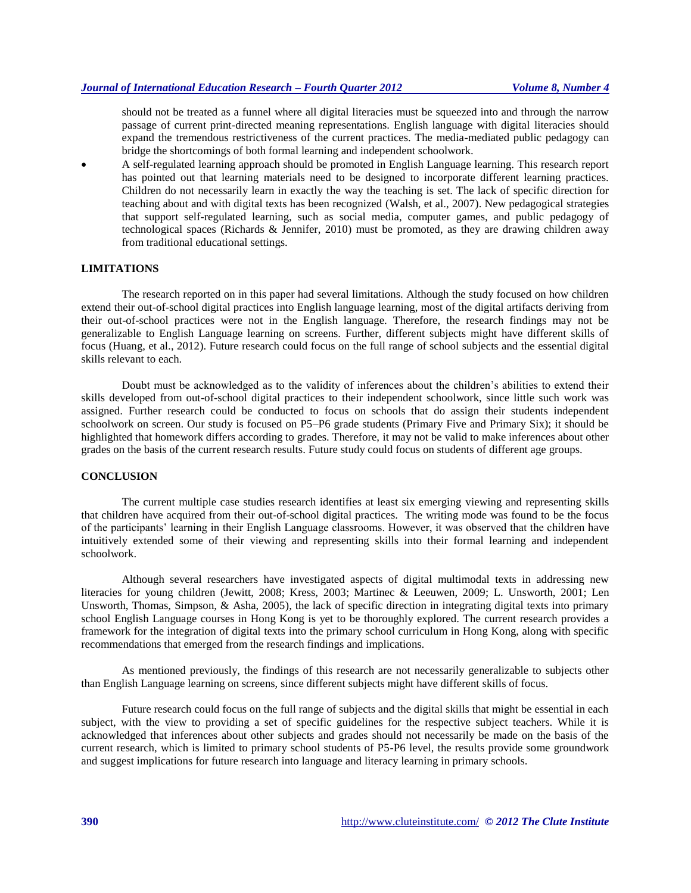should not be treated as a funnel where all digital literacies must be squeezed into and through the narrow passage of current print-directed meaning representations. English language with digital literacies should expand the tremendous restrictiveness of the current practices. The media-mediated public pedagogy can bridge the shortcomings of both formal learning and independent schoolwork.

- A self-regulated learning approach should be promoted in English Language learning. This research report has pointed out that learning materials need to be designed to incorporate different learning practices. Children do not necessarily learn in exactly the way the teaching is set. The lack of specific direction for teaching about and with digital texts has been recognized (Walsh, et al., 2007). New pedagogical strategies that support self-regulated learning, such as social media, computer games, and public pedagogy of technological spaces (Richards & Jennifer, 2010) must be promoted, as they are drawing children away from traditional educational settings.

## LIMITATIONS

The research reported on in this paper had several limitations. Although the study focused on how children extend their out-of-school digital practices into English language learning, most of the digital artifacts deriving from their out-of-school practices were not in the English language. Therefore, the research findings may not be generalizable to English Language learning on screens. Further, different subjects might have different skills of focus (Huang, et al., 2012). Future research could focus on the full range of school subjects and the essential digital skills relevant to each.

Doubt must be acknowledged as to the validity of inferences about the children's abilities to extend their skills developed from out-of-school digital practices to their independent schoolwork, since little such work was assigned. Further research could be conducted to focus on schools that do assign their students independent schoolwork on screen. Our study is focused on P5–P6 grade students (Primary Five and Primary Six); it should be highlighted that homework differs according to grades. Therefore, it may not be valid to make inferences about other grades on the basis of the current research results. Future study could focus on students of different age groups.

## CONCLUSION

The current multiple case studies research identifies at least six emerging viewing and representing skills that children have acquired from their out-of-school digital practices. The writing mode was found to be the focus of the participants' learning in their English Language classrooms. However, it was observed that the children have intuitively extended some of their viewing and representing skills into their formal learning and independent schoolwork.

Although several researchers have investigated aspects of digital multimodal texts in addressing new literacies for young children (Jewitt, 2008; Kress, 2003; Martinec & Leeuwen, 2009; L. Unsworth, 2001; Len Unsworth, Thomas, Simpson, & Asha, 2005), the lack of specific direction in integrating digital texts into primary school English Language courses in Hong Kong is yet to be thoroughly explored. The current research provides a framework for the integration of digital texts into the primary school curriculum in Hong Kong, along with specific recommendations that emerged from the research findings and implications.

As mentioned previously, the findings of this research are not necessarily generalizable to subjects other than English Language learning on screens, since different subjects might have different skills of focus.

Future research could focus on the full range of subjects and the digital skills that might be essential in each subject, with the view to providing a set of specific guidelines for the respective subject teachers. While it is acknowledged that inferences about other subjects and grades should not necessarily be made on the basis of the current research, which is limited to primary school students of P5-P6 level, the results provide some groundwork and suggest implications for future research into language and literacy learning in primary schools.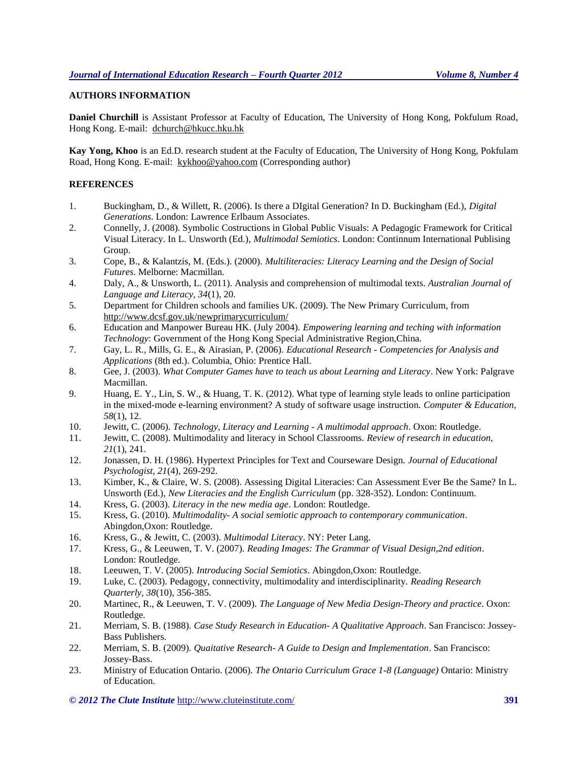## AUTHORS INFORMATION

**Daniel Churchill** is Assistant Professor at Faculty of Education, The University of Hong Kong, Pokfulum Road, Hong Kong. E-mail: dchurch@hkucc.hku.hk

**Kay Yong, Khoo** is an Ed.D. research student at the Faculty of Education, The University of Hong Kong, Pokfulam Road, Hong Kong. E-mail: kykhoo@yahoo.com (Corresponding author)

## REFERENCES

1. Buckingham, D., & Willett, R. (2006). Is there a DIgital Generation? In D. Buckingham (Ed.), *Digital Generations*. London: Lawrence Erlbaum Associates.
2. Connelly, J. (2008). Symbolic Costructions in Global Public Visuals: A Pedagogic Framework for Critical Visual Literacy. In L. Unsworth (Ed.), *Multimodal Semiotics*. London: Continnum International Publising Group.
3. Cope, B., & Kalantzis, M. (Eds.). (2000). *Multiliteracies: Literacy Learning and the Design of Social Futures*. Melborne: Macmillan.
4. Daly, A., & Unsworth, L. (2011). Analysis and comprehension of multimodal texts. *Australian Journal of Language and Literacy, 34*(1), 20.
5. Department for Children schools and families UK. (2009). The New Primary Curriculum, from http://www.dcsf.gov.uk/newprimarycurriculum/
6. Education and Manpower Bureau HK. (July 2004). *Empowering learning and teching with information Technology*: Government of the Hong Kong Special Administrative Region,China.
7. Gay, L. R., Mills, G. E., & Airasian, P. (2006). *Educational Research - Competencies for Analysis and Applications* (8th ed.). Columbia, Ohio: Prentice Hall.
8. Gee, J. (2003). *What Computer Games have to teach us about Learning and Literacy*. New York: Palgrave Macmillan.
9. Huang, E. Y., Lin, S. W., & Huang, T. K. (2012). What type of learning style leads to online participation in the mixed-mode e-learning environment? A study of software usage instruction. *Computer & Education, 58*(1), 12.
10. Jewitt, C. (2006). *Technology, Literacy and Learning - A multimodal approach*. Oxon: Routledge.
11. Jewitt, C. (2008). Multimodality and literacy in School Classrooms. *Review of research in education, 21*(1), 241.
12. Jonassen, D. H. (1986). Hypertext Principles for Text and Courseware Design. *Journal of Educational Psychologist, 21*(4), 269-292.
13. Kimber, K., & Claire, W. S. (2008). Assessing Digital Literacies: Can Assessment Ever Be the Same? In L. Unsworth (Ed.), *New Literacies and the English Curriculum* (pp. 328-352). London: Continuum.
14. Kress, G. (2003). *Literacy in the new media age*. London: Routledge.
15. Kress, G. (2010). *Multimodality- A social semiotic approach to contemporary communication*. Abingdon,Oxon: Routledge.
16. Kress, G., & Jewitt, C. (2003). *Multimodal Literacy*. NY: Peter Lang.
17. Kress, G., & Leeuwen, T. V. (2007). *Reading Images: The Grammar of Visual Design,2nd edition*. London: Routledge.
18. Leeuwen, T. V. (2005). *Introducing Social Semiotics*. Abingdon,Oxon: Routledge.
19. Luke, C. (2003). Pedagogy, connectivity, multimodality and interdisciplinarity. *Reading Research Quarterly, 38*(10), 356-385.
20. Martinec, R., & Leeuwen, T. V. (2009). *The Language of New Media Design-Theory and practice*. Oxon: Routledge.
21. Merriam, S. B. (1988). *Case Study Research in Education- A Qualitative Approach*. San Francisco: Jossey-Bass Publishers.
22. Merriam, S. B. (2009). *Quaitative Research- A Guide to Design and Implementation*. San Francisco: Jossey-Bass.
23. Ministry of Education Ontario. (2006). *The Ontario Curriculum Grace 1-8 (Language)* Ontario: Ministry of Education.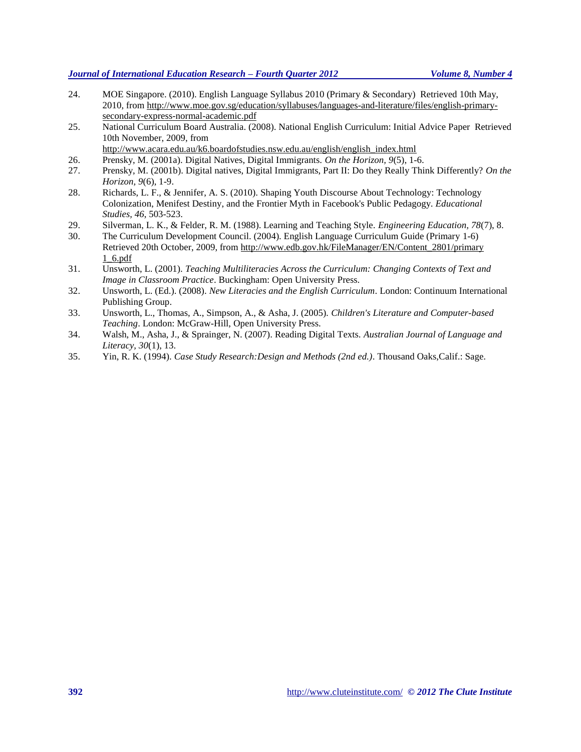24. MOE Singapore. (2010). English Language Syllabus 2010 (Primary & Secondary) Retrieved 10th May, 2010, from http://www.moe.gov.sg/education/syllabuses/languages-and-literature/files/english-primary-secondary-express-normal-academic.pdf
25. National Curriculum Board Australia. (2008). National English Curriculum: Initial Advice Paper Retrieved 10th November, 2009, from http://www.acara.edu.au/k6.boardofstudies.nsw.edu.au/english/english_index.html
26. Prensky, M. (2001a). Digital Natives, Digital Immigrants. *On the Horizon, 9*(5), 1-6.
27. Prensky, M. (2001b). Digital natives, Digital Immigrants, Part II: Do they Really Think Differently? *On the Horizon, 9*(6), 1-9.
28. Richards, L. F., & Jennifer, A. S. (2010). Shaping Youth Discourse About Technology: Technology Colonization, Menifest Destiny, and the Frontier Myth in Facebook's Public Pedagogy. *Educational Studies, 46*, 503-523.
29. Silverman, L. K., & Felder, R. M. (1988). Learning and Teaching Style. *Engineering Education, 78*(7), 8.
30. The Curriculum Development Council. (2004). English Language Curriculum Guide (Primary 1-6) Retrieved 20th October, 2009, from http://www.edb.gov.hk/FileManager/EN/Content_2801/primary1_6.pdf
31. Unsworth, L. (2001). *Teaching Multiliteracies Across the Curriculum: Changing Contexts of Text and Image in Classroom Practice*. Buckingham: Open University Press.
32. Unsworth, L. (Ed.). (2008). *New Literacies and the English Curriculum*. London: Continuum International Publishing Group.
33. Unsworth, L., Thomas, A., Simpson, A., & Asha, J. (2005). *Children's Literature and Computer-based Teaching*. London: McGraw-Hill, Open University Press.
34. Walsh, M., Asha, J., & Sprainger, N. (2007). Reading Digital Texts. *Australian Journal of Language and Literacy, 30*(1), 13.
35. Yin, R. K. (1994). *Case Study Research:Design and Methods (2nd ed.)*. Thousand Oaks,Calif.: Sage.